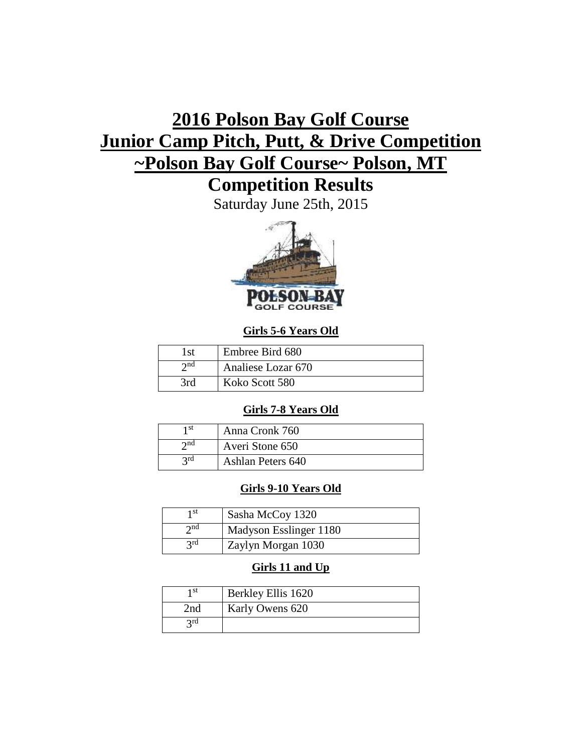# 2016 Polson Bay Golf Course
# Junior Camp Pitch, Putt, & Drive Competition
# ~Polson Bay Golf Course~ Polson, MT
# Competition Results

Saturday June 25th, 2015

### Girls 5-6 Years Old

| | |
|---|---|
| 1st | Embree Bird 680 |
| 2nd | Analiese Lozar 670 |
| 3rd | Koko Scott 580 |

### Girls 7-8 Years Old

| | |
|---|---|
| 1st | Anna Cronk 760 |
| 2nd | Averi Stone 650 |
| 3rd | Ashlan Peters 640 |

### Girls 9-10 Years Old

| | |
|---|---|
| 1st | Sasha McCoy 1320 |
| 2nd | Madyson Esslinger 1180 |
| 3rd | Zaylyn Morgan 1030 |

### Girls 11 and Up

| | |
|---|---|
| 1st | Berkley Ellis 1620 |
| 2nd | Karly Owens 620 |
| 3rd | |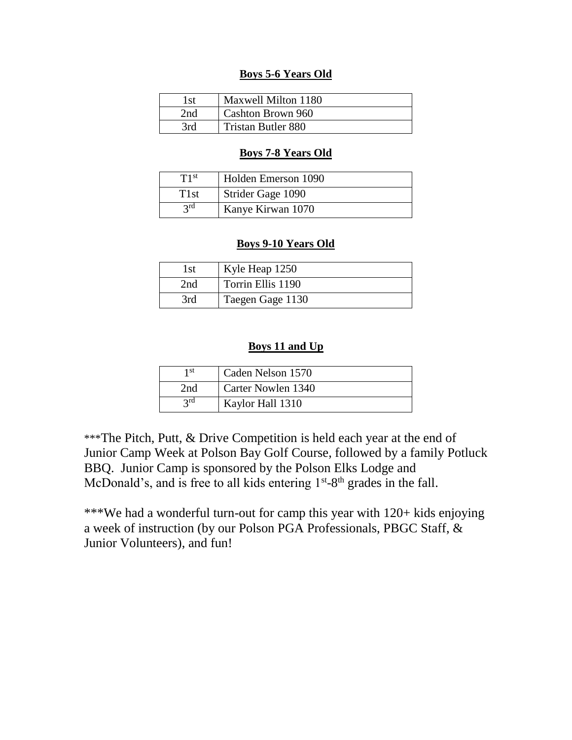**Boys 5-6 Years Old**

| | |
|---|---|
| 1st | Maxwell Milton 1180 |
| 2nd | Cashton Brown 960 |
| 3rd | Tristan Butler 880 |

**Boys 7-8 Years Old**

| | |
|---|---|
| T1st | Holden Emerson 1090 |
| T1st | Strider Gage 1090 |
| 3rd | Kanye Kirwan 1070 |

**Boys 9-10 Years Old**

| | |
|---|---|
| 1st | Kyle Heap 1250 |
| 2nd | Torrin Ellis 1190 |
| 3rd | Taegen Gage 1130 |

**Boys 11 and Up**

| | |
|---|---|
| 1st | Caden Nelson 1570 |
| 2nd | Carter Nowlen 1340 |
| 3rd | Kaylor Hall 1310 |

***The Pitch, Putt, & Drive Competition is held each year at the end of Junior Camp Week at Polson Bay Golf Course, followed by a family Potluck BBQ. Junior Camp is sponsored by the Polson Elks Lodge and McDonald's, and is free to all kids entering 1st-8th grades in the fall.

***We had a wonderful turn-out for camp this year with 120+ kids enjoying a week of instruction (by our Polson PGA Professionals, PBGC Staff, & Junior Volunteers), and fun!